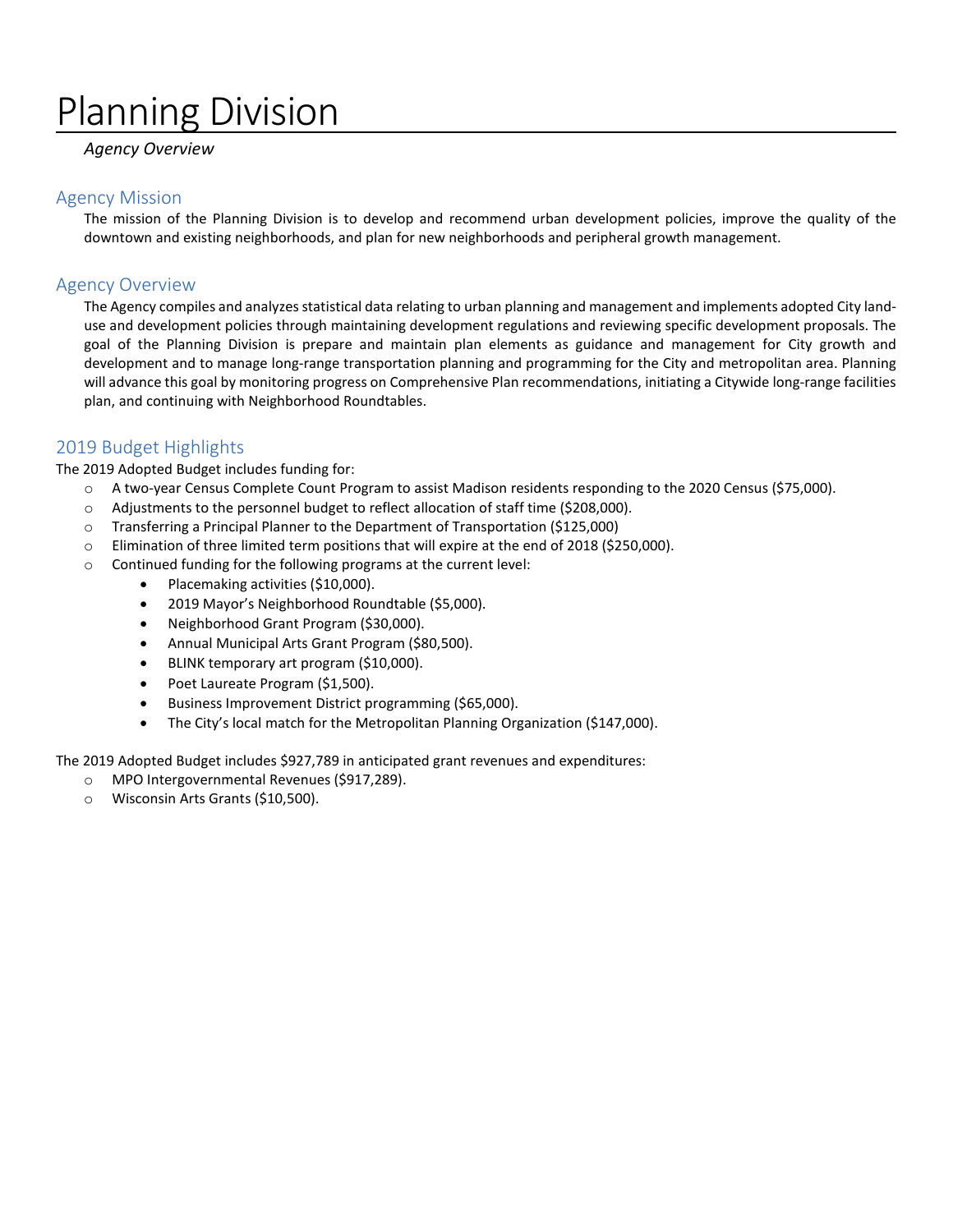# Planning Division

*Agency Overview*

## Agency Mission

The mission of the Planning Division is to develop and recommend urban development policies, improve the quality of the downtown and existing neighborhoods, and plan for new neighborhoods and peripheral growth management.

## Agency Overview

The Agency compiles and analyzes statistical data relating to urban planning and management and implements adopted City land-use and development policies through maintaining development regulations and reviewing specific development proposals. The goal of the Planning Division is prepare and maintain plan elements as guidance and management for City growth and development and to manage long-range transportation planning and programming for the City and metropolitan area. Planning will advance this goal by monitoring progress on Comprehensive Plan recommendations, initiating a Citywide long-range facilities plan, and continuing with Neighborhood Roundtables.

## 2019 Budget Highlights

The 2019 Adopted Budget includes funding for:

- A two-year Census Complete Count Program to assist Madison residents responding to the 2020 Census ($75,000).
- Adjustments to the personnel budget to reflect allocation of staff time ($208,000).
- Transferring a Principal Planner to the Department of Transportation ($125,000)
- Elimination of three limited term positions that will expire at the end of 2018 ($250,000).
- Continued funding for the following programs at the current level:
  - Placemaking activities ($10,000).
  - 2019 Mayor's Neighborhood Roundtable ($5,000).
  - Neighborhood Grant Program ($30,000).
  - Annual Municipal Arts Grant Program ($80,500).
  - BLINK temporary art program ($10,000).
  - Poet Laureate Program ($1,500).
  - Business Improvement District programming ($65,000).
  - The City's local match for the Metropolitan Planning Organization ($147,000).

The 2019 Adopted Budget includes $927,789 in anticipated grant revenues and expenditures:

- MPO Intergovernmental Revenues ($917,289).
- Wisconsin Arts Grants ($10,500).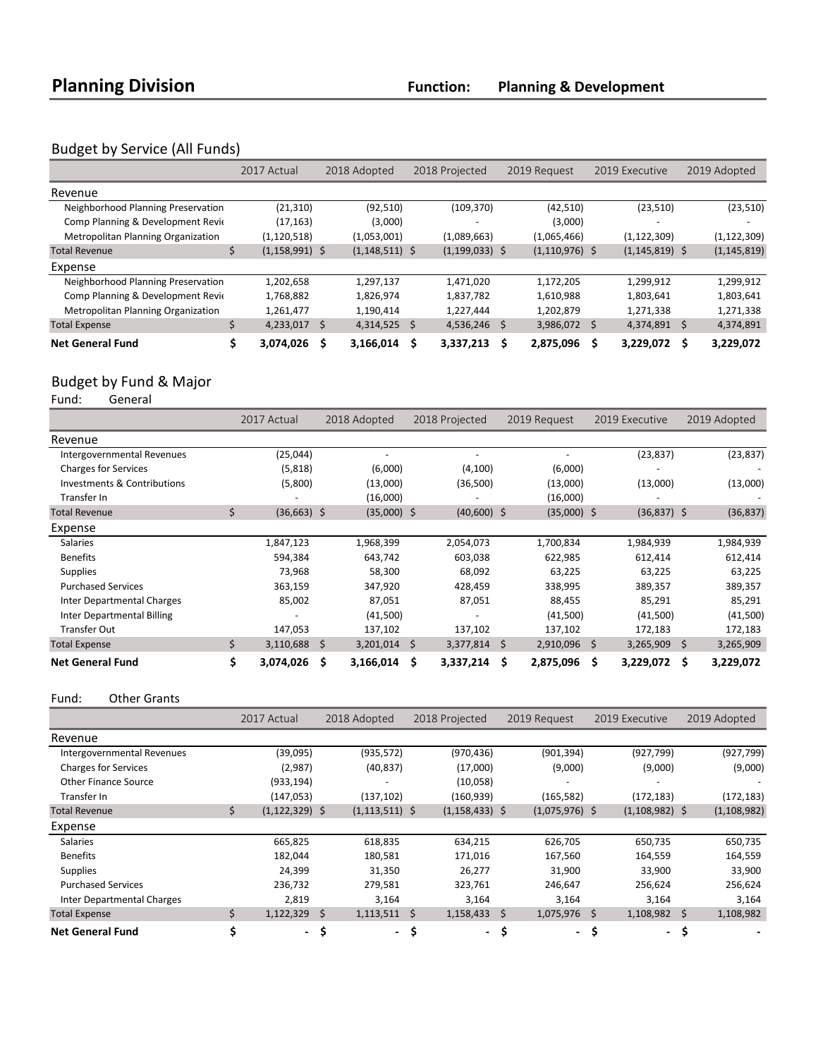# Planning Division

**Function: Planning & Development**

## Budget by Service (All Funds)

| | 2017 Actual | 2018 Adopted | 2018 Projected | 2019 Request | 2019 Executive | 2019 Adopted |
|---|---|---|---|---|---|---|
| **Revenue** | | | | | | |
| Neighborhood Planning Preservation | (21,310) | (92,510) | (109,370) | (42,510) | (23,510) | (23,510) |
| Comp Planning & Development Revie | (17,163) | (3,000) | - | (3,000) | - | - |
| Metropolitan Planning Organization | (1,120,518) | (1,053,001) | (1,089,663) | (1,065,466) | (1,122,309) | (1,122,309) |
| Total Revenue | $ (1,158,991) | $ (1,148,511) | $ (1,199,033) | $ (1,110,976) | $ (1,145,819) | $ (1,145,819) |
| **Expense** | | | | | | |
| Neighborhood Planning Preservation | 1,202,658 | 1,297,137 | 1,471,020 | 1,172,205 | 1,299,912 | 1,299,912 |
| Comp Planning & Development Revie | 1,768,882 | 1,826,974 | 1,837,782 | 1,610,988 | 1,803,641 | 1,803,641 |
| Metropolitan Planning Organization | 1,261,477 | 1,190,414 | 1,227,444 | 1,202,879 | 1,271,338 | 1,271,338 |
| Total Expense | $ 4,233,017 | $ 4,314,525 | $ 4,536,246 | $ 3,986,072 | $ 4,374,891 | $ 4,374,891 |
| **Net General Fund** | **$ 3,074,026** | **$ 3,166,014** | **$ 3,337,213** | **$ 2,875,096** | **$ 3,229,072** | **$ 3,229,072** |

## Budget by Fund & Major

Fund: General

| | 2017 Actual | 2018 Adopted | 2018 Projected | 2019 Request | 2019 Executive | 2019 Adopted |
|---|---|---|---|---|---|---|
| **Revenue** | | | | | | |
| Intergovernmental Revenues | (25,044) | - | - | - | (23,837) | (23,837) |
| Charges for Services | (5,818) | (6,000) | (4,100) | (6,000) | - | - |
| Investments & Contributions | (5,800) | (13,000) | (36,500) | (13,000) | (13,000) | (13,000) |
| Transfer In | - | (16,000) | - | (16,000) | - | - |
| Total Revenue | $ (36,663) | $ (35,000) | $ (40,600) | $ (35,000) | $ (36,837) | $ (36,837) |
| **Expense** | | | | | | |
| Salaries | 1,847,123 | 1,968,399 | 2,054,073 | 1,700,834 | 1,984,939 | 1,984,939 |
| Benefits | 594,384 | 643,742 | 603,038 | 622,985 | 612,414 | 612,414 |
| Supplies | 73,968 | 58,300 | 68,092 | 63,225 | 63,225 | 63,225 |
| Purchased Services | 363,159 | 347,920 | 428,459 | 338,995 | 389,357 | 389,357 |
| Inter Departmental Charges | 85,002 | 87,051 | 87,051 | 88,455 | 85,291 | 85,291 |
| Inter Departmental Billing | - | (41,500) | - | (41,500) | (41,500) | (41,500) |
| Transfer Out | 147,053 | 137,102 | 137,102 | 137,102 | 172,183 | 172,183 |
| Total Expense | $ 3,110,688 | $ 3,201,014 | $ 3,377,814 | $ 2,910,096 | $ 3,265,909 | $ 3,265,909 |
| **Net General Fund** | **$ 3,074,026** | **$ 3,166,014** | **$ 3,337,214** | **$ 2,875,096** | **$ 3,229,072** | **$ 3,229,072** |

Fund: Other Grants

| | 2017 Actual | 2018 Adopted | 2018 Projected | 2019 Request | 2019 Executive | 2019 Adopted |
|---|---|---|---|---|---|---|
| **Revenue** | | | | | | |
| Intergovernmental Revenues | (39,095) | (935,572) | (970,436) | (901,394) | (927,799) | (927,799) |
| Charges for Services | (2,987) | (40,837) | (17,000) | (9,000) | (9,000) | (9,000) |
| Other Finance Source | (933,194) | - | (10,058) | - | - | - |
| Transfer In | (147,053) | (137,102) | (160,939) | (165,582) | (172,183) | (172,183) |
| Total Revenue | $ (1,122,329) | $ (1,113,511) | $ (1,158,433) | $ (1,075,976) | $ (1,108,982) | $ (1,108,982) |
| **Expense** | | | | | | |
| Salaries | 665,825 | 618,835 | 634,215 | 626,705 | 650,735 | 650,735 |
| Benefits | 182,044 | 180,581 | 171,016 | 167,560 | 164,559 | 164,559 |
| Supplies | 24,399 | 31,350 | 26,277 | 31,900 | 33,900 | 33,900 |
| Purchased Services | 236,732 | 279,581 | 323,761 | 246,647 | 256,624 | 256,624 |
| Inter Departmental Charges | 2,819 | 3,164 | 3,164 | 3,164 | 3,164 | 3,164 |
| Total Expense | $ 1,122,329 | $ 1,113,511 | $ 1,158,433 | $ 1,075,976 | $ 1,108,982 | $ 1,108,982 |
| **Net General Fund** | **$ -** | **$ -** | **$ -** | **$ -** | **$ -** | **$ -** |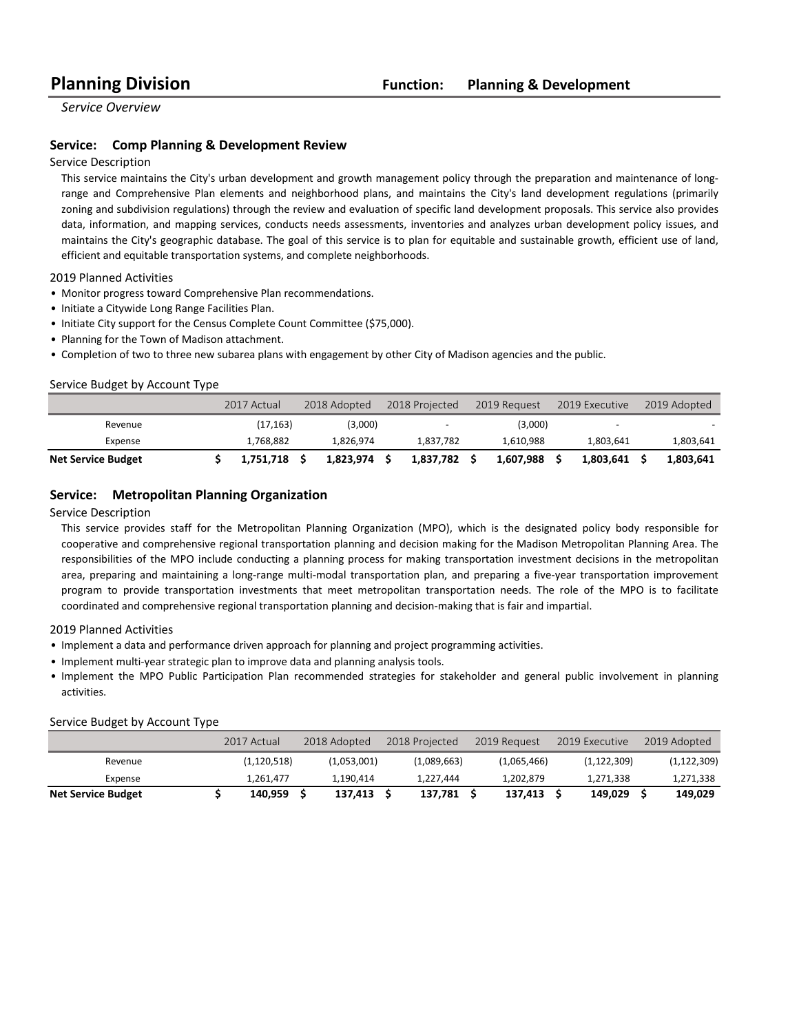# Planning Division

**Function: Planning & Development**

*Service Overview*

## Service: Comp Planning & Development Review

Service Description

This service maintains the City's urban development and growth management policy through the preparation and maintenance of long-range and Comprehensive Plan elements and neighborhood plans, and maintains the City's land development regulations (primarily zoning and subdivision regulations) through the review and evaluation of specific land development proposals. This service also provides data, information, and mapping services, conducts needs assessments, inventories and analyzes urban development policy issues, and maintains the City's geographic database. The goal of this service is to plan for equitable and sustainable growth, efficient use of land, efficient and equitable transportation systems, and complete neighborhoods.

2019 Planned Activities

- Monitor progress toward Comprehensive Plan recommendations.
- Initiate a Citywide Long Range Facilities Plan.
- Initiate City support for the Census Complete Count Committee ($75,000).
- Planning for the Town of Madison attachment.
- Completion of two to three new subarea plans with engagement by other City of Madison agencies and the public.

Service Budget by Account Type

| | 2017 Actual | 2018 Adopted | 2018 Projected | 2019 Request | 2019 Executive | 2019 Adopted |
|---|---|---|---|---|---|---|
| Revenue | (17,163) | (3,000) | - | (3,000) | - | - |
| Expense | 1,768,882 | 1,826,974 | 1,837,782 | 1,610,988 | 1,803,641 | 1,803,641 |
| **Net Service Budget** | **$ 1,751,718** | **$ 1,823,974** | **$ 1,837,782** | **$ 1,607,988** | **$ 1,803,641** | **$ 1,803,641** |

## Service: Metropolitan Planning Organization

Service Description

This service provides staff for the Metropolitan Planning Organization (MPO), which is the designated policy body responsible for cooperative and comprehensive regional transportation planning and decision making for the Madison Metropolitan Planning Area. The responsibilities of the MPO include conducting a planning process for making transportation investment decisions in the metropolitan area, preparing and maintaining a long-range multi-modal transportation plan, and preparing a five-year transportation improvement program to provide transportation investments that meet metropolitan transportation needs. The role of the MPO is to facilitate coordinated and comprehensive regional transportation planning and decision-making that is fair and impartial.

2019 Planned Activities

- Implement a data and performance driven approach for planning and project programming activities.
- Implement multi-year strategic plan to improve data and planning analysis tools.
- Implement the MPO Public Participation Plan recommended strategies for stakeholder and general public involvement in planning activities.

Service Budget by Account Type

| | 2017 Actual | 2018 Adopted | 2018 Projected | 2019 Request | 2019 Executive | 2019 Adopted |
|---|---|---|---|---|---|---|
| Revenue | (1,120,518) | (1,053,001) | (1,089,663) | (1,065,466) | (1,122,309) | (1,122,309) |
| Expense | 1,261,477 | 1,190,414 | 1,227,444 | 1,202,879 | 1,271,338 | 1,271,338 |
| **Net Service Budget** | **$ 140,959** | **$ 137,413** | **$ 137,781** | **$ 137,413** | **$ 149,029** | **$ 149,029** |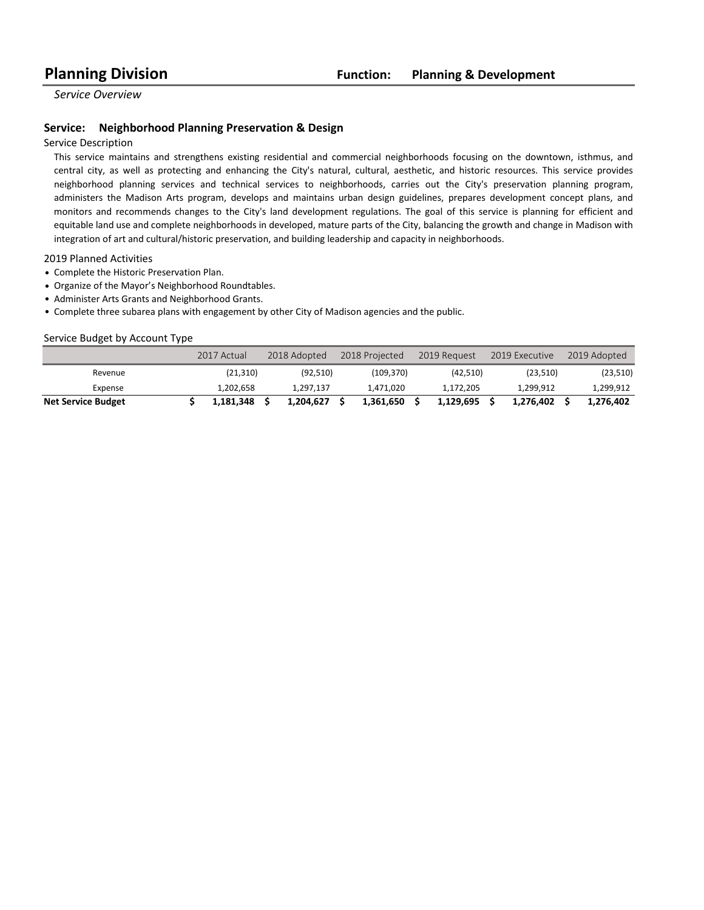# Planning Division

**Function: Planning & Development**

*Service Overview*

## Service: Neighborhood Planning Preservation & Design

### Service Description

This service maintains and strengthens existing residential and commercial neighborhoods focusing on the downtown, isthmus, and central city, as well as protecting and enhancing the City's natural, cultural, aesthetic, and historic resources. This service provides neighborhood planning services and technical services to neighborhoods, carries out the City's preservation planning program, administers the Madison Arts program, develops and maintains urban design guidelines, prepares development concept plans, and monitors and recommends changes to the City's land development regulations. The goal of this service is planning for efficient and equitable land use and complete neighborhoods in developed, mature parts of the City, balancing the growth and change in Madison with integration of art and cultural/historic preservation, and building leadership and capacity in neighborhoods.

### 2019 Planned Activities

- Complete the Historic Preservation Plan.
- Organize of the Mayor's Neighborhood Roundtables.
- Administer Arts Grants and Neighborhood Grants.
- Complete three subarea plans with engagement by other City of Madison agencies and the public.

### Service Budget by Account Type

| | 2017 Actual | 2018 Adopted | 2018 Projected | 2019 Request | 2019 Executive | 2019 Adopted |
|---|---|---|---|---|---|---|
| Revenue | (21,310) | (92,510) | (109,370) | (42,510) | (23,510) | (23,510) |
| Expense | 1,202,658 | 1,297,137 | 1,471,020 | 1,172,205 | 1,299,912 | 1,299,912 |
| **Net Service Budget** | **$ 1,181,348** | **$ 1,204,627** | **$ 1,361,650** | **$ 1,129,695** | **$ 1,276,402** | **$ 1,276,402** |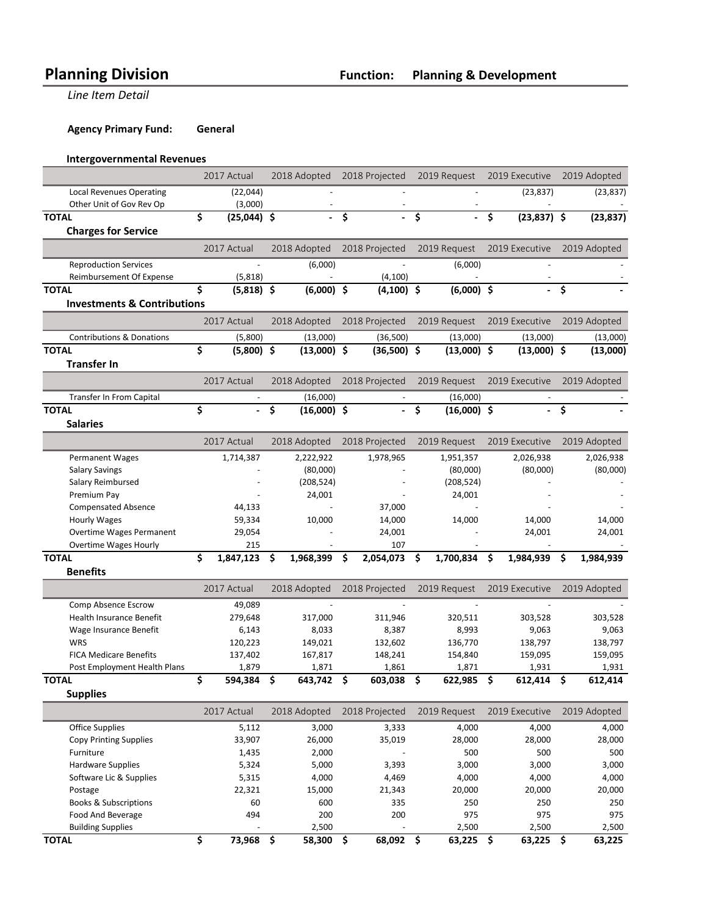# Planning Division

**Function: Planning & Development**

*Line Item Detail*

**Agency Primary Fund: General**

### Intergovernmental Revenues

| | 2017 Actual | 2018 Adopted | 2018 Projected | 2019 Request | 2019 Executive | 2019 Adopted |
|---|---|---|---|---|---|---|
| Local Revenues Operating | (22,044) | - | - | - | (23,837) | (23,837) |
| Other Unit of Gov Rev Op | (3,000) | - | - | - | - | - |
| **TOTAL** | **$ (25,044)** | **$ -** | **$ -** | **$ -** | **$ (23,837)** | **$ (23,837)** |

### Charges for Service

| | 2017 Actual | 2018 Adopted | 2018 Projected | 2019 Request | 2019 Executive | 2019 Adopted |
|---|---|---|---|---|---|---|
| Reproduction Services | - | (6,000) | - | (6,000) | - | - |
| Reimbursement Of Expense | (5,818) | - | (4,100) | - | - | - |
| **TOTAL** | **$ (5,818)** | **$ (6,000)** | **$ (4,100)** | **$ (6,000)** | **$ -** | **$ -** |

### Investments & Contributions

| | 2017 Actual | 2018 Adopted | 2018 Projected | 2019 Request | 2019 Executive | 2019 Adopted |
|---|---|---|---|---|---|---|
| Contributions & Donations | (5,800) | (13,000) | (36,500) | (13,000) | (13,000) | (13,000) |
| **TOTAL** | **$ (5,800)** | **$ (13,000)** | **$ (36,500)** | **$ (13,000)** | **$ (13,000)** | **$ (13,000)** |

### Transfer In

| | 2017 Actual | 2018 Adopted | 2018 Projected | 2019 Request | 2019 Executive | 2019 Adopted |
|---|---|---|---|---|---|---|
| Transfer In From Capital | - | (16,000) | - | (16,000) | - | - |
| **TOTAL** | **$ -** | **$ (16,000)** | **$ -** | **$ (16,000)** | **$ -** | **$ -** |

### Salaries

| | 2017 Actual | 2018 Adopted | 2018 Projected | 2019 Request | 2019 Executive | 2019 Adopted |
|---|---|---|---|---|---|---|
| Permanent Wages | 1,714,387 | 2,222,922 | 1,978,965 | 1,951,357 | 2,026,938 | 2,026,938 |
| Salary Savings | - | (80,000) | - | (80,000) | (80,000) | (80,000) |
| Salary Reimbursed | - | (208,524) | - | (208,524) | - | - |
| Premium Pay | - | 24,001 | - | 24,001 | - | - |
| Compensated Absence | 44,133 | - | 37,000 | - | - | - |
| Hourly Wages | 59,334 | 10,000 | 14,000 | 14,000 | 14,000 | 14,000 |
| Overtime Wages Permanent | 29,054 | - | 24,001 | - | 24,001 | 24,001 |
| Overtime Wages Hourly | 215 | - | 107 | - | - | - |
| **TOTAL** | **$ 1,847,123** | **$ 1,968,399** | **$ 2,054,073** | **$ 1,700,834** | **$ 1,984,939** | **$ 1,984,939** |

### Benefits

| | 2017 Actual | 2018 Adopted | 2018 Projected | 2019 Request | 2019 Executive | 2019 Adopted |
|---|---|---|---|---|---|---|
| Comp Absence Escrow | 49,089 | - | - | - | - | - |
| Health Insurance Benefit | 279,648 | 317,000 | 311,946 | 320,511 | 303,528 | 303,528 |
| Wage Insurance Benefit | 6,143 | 8,033 | 8,387 | 8,993 | 9,063 | 9,063 |
| WRS | 120,223 | 149,021 | 132,602 | 136,770 | 138,797 | 138,797 |
| FICA Medicare Benefits | 137,402 | 167,817 | 148,241 | 154,840 | 159,095 | 159,095 |
| Post Employment Health Plans | 1,879 | 1,871 | 1,861 | 1,871 | 1,931 | 1,931 |
| **TOTAL** | **$ 594,384** | **$ 643,742** | **$ 603,038** | **$ 622,985** | **$ 612,414** | **$ 612,414** |

### Supplies

| | 2017 Actual | 2018 Adopted | 2018 Projected | 2019 Request | 2019 Executive | 2019 Adopted |
|---|---|---|---|---|---|---|
| Office Supplies | 5,112 | 3,000 | 3,333 | 4,000 | 4,000 | 4,000 |
| Copy Printing Supplies | 33,907 | 26,000 | 35,019 | 28,000 | 28,000 | 28,000 |
| Furniture | 1,435 | 2,000 | - | 500 | 500 | 500 |
| Hardware Supplies | 5,324 | 5,000 | 3,393 | 3,000 | 3,000 | 3,000 |
| Software Lic & Supplies | 5,315 | 4,000 | 4,469 | 4,000 | 4,000 | 4,000 |
| Postage | 22,321 | 15,000 | 21,343 | 20,000 | 20,000 | 20,000 |
| Books & Subscriptions | 60 | 600 | 335 | 250 | 250 | 250 |
| Food And Beverage | 494 | 200 | 200 | 975 | 975 | 975 |
| Building Supplies | - | 2,500 | - | 2,500 | 2,500 | 2,500 |
| **TOTAL** | **$ 73,968** | **$ 58,300** | **$ 68,092** | **$ 63,225** | **$ 63,225** | **$ 63,225** |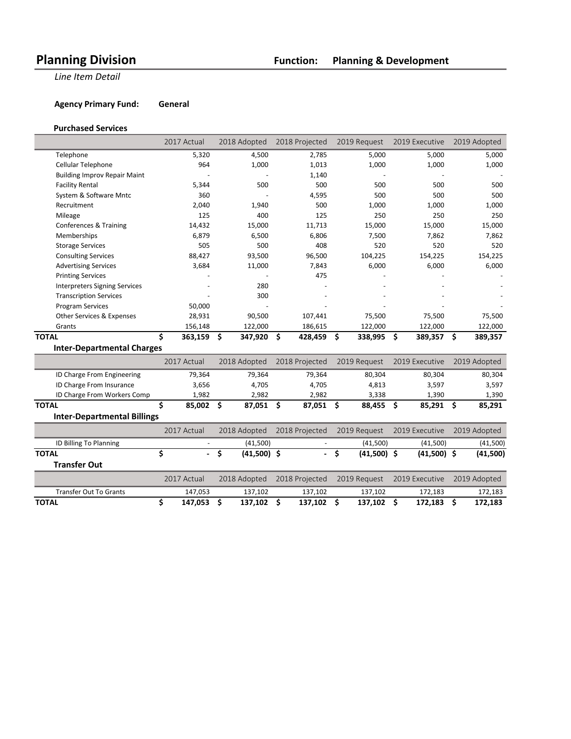# Planning Division

**Function: Planning & Development**

*Line Item Detail*

**Agency Primary Fund: General**

### Purchased Services

| | 2017 Actual | 2018 Adopted | 2018 Projected | 2019 Request | 2019 Executive | 2019 Adopted |
|---|---|---|---|---|---|---|
| Telephone | 5,320 | 4,500 | 2,785 | 5,000 | 5,000 | 5,000 |
| Cellular Telephone | 964 | 1,000 | 1,013 | 1,000 | 1,000 | 1,000 |
| Building Improv Repair Maint | - | - | 1,140 | - | - | - |
| Facility Rental | 5,344 | 500 | 500 | 500 | 500 | 500 |
| System & Software Mntc | 360 | - | 4,595 | 500 | 500 | 500 |
| Recruitment | 2,040 | 1,940 | 500 | 1,000 | 1,000 | 1,000 |
| Mileage | 125 | 400 | 125 | 250 | 250 | 250 |
| Conferences & Training | 14,432 | 15,000 | 11,713 | 15,000 | 15,000 | 15,000 |
| Memberships | 6,879 | 6,500 | 6,806 | 7,500 | 7,862 | 7,862 |
| Storage Services | 505 | 500 | 408 | 520 | 520 | 520 |
| Consulting Services | 88,427 | 93,500 | 96,500 | 104,225 | 154,225 | 154,225 |
| Advertising Services | 3,684 | 11,000 | 7,843 | 6,000 | 6,000 | 6,000 |
| Printing Services | - | - | 475 | - | - | - |
| Interpreters Signing Services | - | 280 | - | - | - | - |
| Transcription Services | - | 300 | - | - | - | - |
| Program Services | 50,000 | - | - | - | - | - |
| Other Services & Expenses | 28,931 | 90,500 | 107,441 | 75,500 | 75,500 | 75,500 |
| Grants | 156,148 | 122,000 | 186,615 | 122,000 | 122,000 | 122,000 |
| **TOTAL** | **$ 363,159** | **$ 347,920** | **$ 428,459** | **$ 338,995** | **$ 389,357** | **$ 389,357** |

### Inter-Departmental Charges

| | 2017 Actual | 2018 Adopted | 2018 Projected | 2019 Request | 2019 Executive | 2019 Adopted |
|---|---|---|---|---|---|---|
| ID Charge From Engineering | 79,364 | 79,364 | 79,364 | 80,304 | 80,304 | 80,304 |
| ID Charge From Insurance | 3,656 | 4,705 | 4,705 | 4,813 | 3,597 | 3,597 |
| ID Charge From Workers Comp | 1,982 | 2,982 | 2,982 | 3,338 | 1,390 | 1,390 |
| **TOTAL** | **$ 85,002** | **$ 87,051** | **$ 87,051** | **$ 88,455** | **$ 85,291** | **$ 85,291** |

### Inter-Departmental Billings

| | 2017 Actual | 2018 Adopted | 2018 Projected | 2019 Request | 2019 Executive | 2019 Adopted |
|---|---|---|---|---|---|---|
| ID Billing To Planning | - | (41,500) | - | (41,500) | (41,500) | (41,500) |
| **TOTAL** | **$ -** | **$ (41,500)** | **$ -** | **$ (41,500)** | **$ (41,500)** | **$ (41,500)** |

### Transfer Out

| | 2017 Actual | 2018 Adopted | 2018 Projected | 2019 Request | 2019 Executive | 2019 Adopted |
|---|---|---|---|---|---|---|
| Transfer Out To Grants | 147,053 | 137,102 | 137,102 | 137,102 | 172,183 | 172,183 |
| **TOTAL** | **$ 147,053** | **$ 137,102** | **$ 137,102** | **$ 137,102** | **$ 172,183** | **$ 172,183** |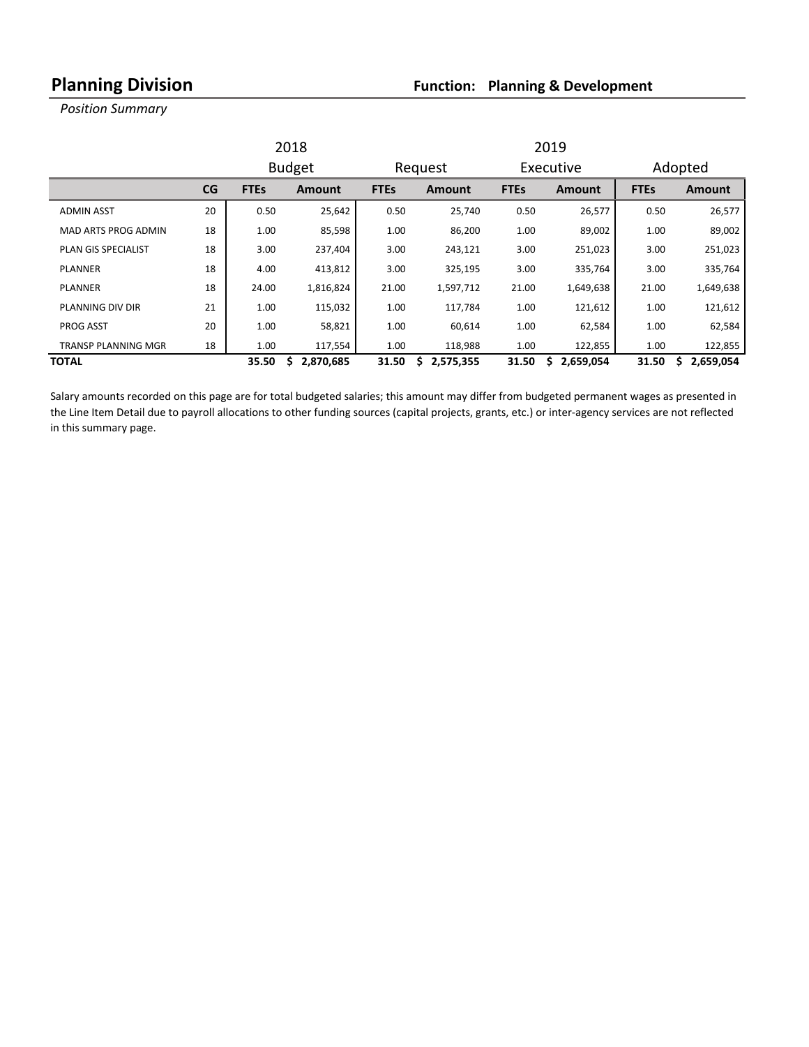# Planning Division

**Function: Planning & Development**

*Position Summary*

| | | 2018 | | 2019 | | | | | |
|---|---|---|---|---|---|---|---|---|---|
| | | Budget | | Request | | Executive | | Adopted | |
| | **CG** | **FTEs** | **Amount** | **FTEs** | **Amount** | **FTEs** | **Amount** | **FTEs** | **Amount** |
| ADMIN ASST | 20 | 0.50 | 25,642 | 0.50 | 25,740 | 0.50 | 26,577 | 0.50 | 26,577 |
| MAD ARTS PROG ADMIN | 18 | 1.00 | 85,598 | 1.00 | 86,200 | 1.00 | 89,002 | 1.00 | 89,002 |
| PLAN GIS SPECIALIST | 18 | 3.00 | 237,404 | 3.00 | 243,121 | 3.00 | 251,023 | 3.00 | 251,023 |
| PLANNER | 18 | 4.00 | 413,812 | 3.00 | 325,195 | 3.00 | 335,764 | 3.00 | 335,764 |
| PLANNER | 18 | 24.00 | 1,816,824 | 21.00 | 1,597,712 | 21.00 | 1,649,638 | 21.00 | 1,649,638 |
| PLANNING DIV DIR | 21 | 1.00 | 115,032 | 1.00 | 117,784 | 1.00 | 121,612 | 1.00 | 121,612 |
| PROG ASST | 20 | 1.00 | 58,821 | 1.00 | 60,614 | 1.00 | 62,584 | 1.00 | 62,584 |
| TRANSP PLANNING MGR | 18 | 1.00 | 117,554 | 1.00 | 118,988 | 1.00 | 122,855 | 1.00 | 122,855 |
| **TOTAL** | | **35.50** | **$ 2,870,685** | **31.50** | **$ 2,575,355** | **31.50** | **$ 2,659,054** | **31.50** | **$ 2,659,054** |

Salary amounts recorded on this page are for total budgeted salaries; this amount may differ from budgeted permanent wages as presented in the Line Item Detail due to payroll allocations to other funding sources (capital projects, grants, etc.) or inter-agency services are not reflected in this summary page.